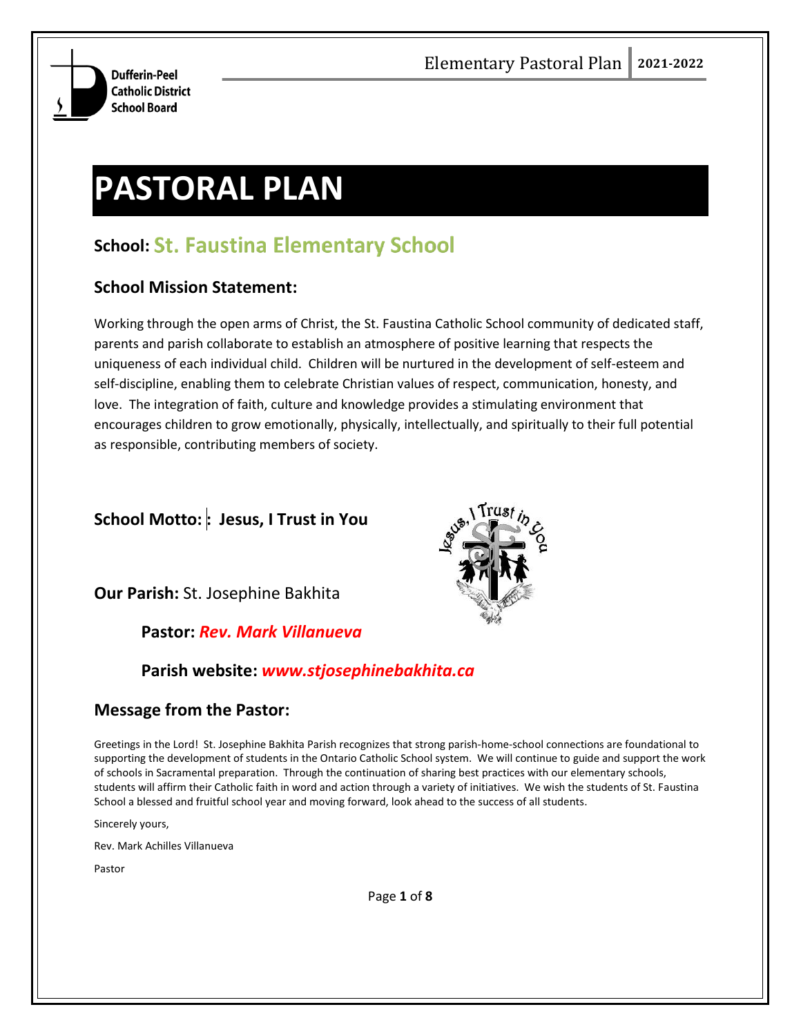# PASTORAL PLAN

## School: St. Faustina Elementary School

### School Mission Statement:

Working through the open arms of Christ, the St. Faustina Catholic School community of dedicated staff, parents and parish collaborate to establish an atmosphere of positive learning that respects the uniqueness of each individual child. Children will be nurtured in the development of self-esteem and self-discipline, enabling them to celebrate Christian values of respect, communication, honesty, and love. The integration of faith, culture and knowledge provides a stimulating environment that encourages children to grow emotionally, physically, intellectually, and spiritually to their full potential as responsible, contributing members of society.

### School Motto: Jesus, I Trust in You

### Our Parish: St. Josephine Bakhita

**Pastor:** ***Rev. Mark Villanueva***

**Parish website:** ***www.stjosephinebakhita.ca***

### Message from the Pastor:

Greetings in the Lord! St. Josephine Bakhita Parish recognizes that strong parish-home-school connections are foundational to supporting the development of students in the Ontario Catholic School system. We will continue to guide and support the work of schools in Sacramental preparation. Through the continuation of sharing best practices with our elementary schools, students will affirm their Catholic faith in word and action through a variety of initiatives. We wish the students of St. Faustina School a blessed and fruitful school year and moving forward, look ahead to the success of all students.

Sincerely yours,

Rev. Mark Achilles Villanueva

Pastor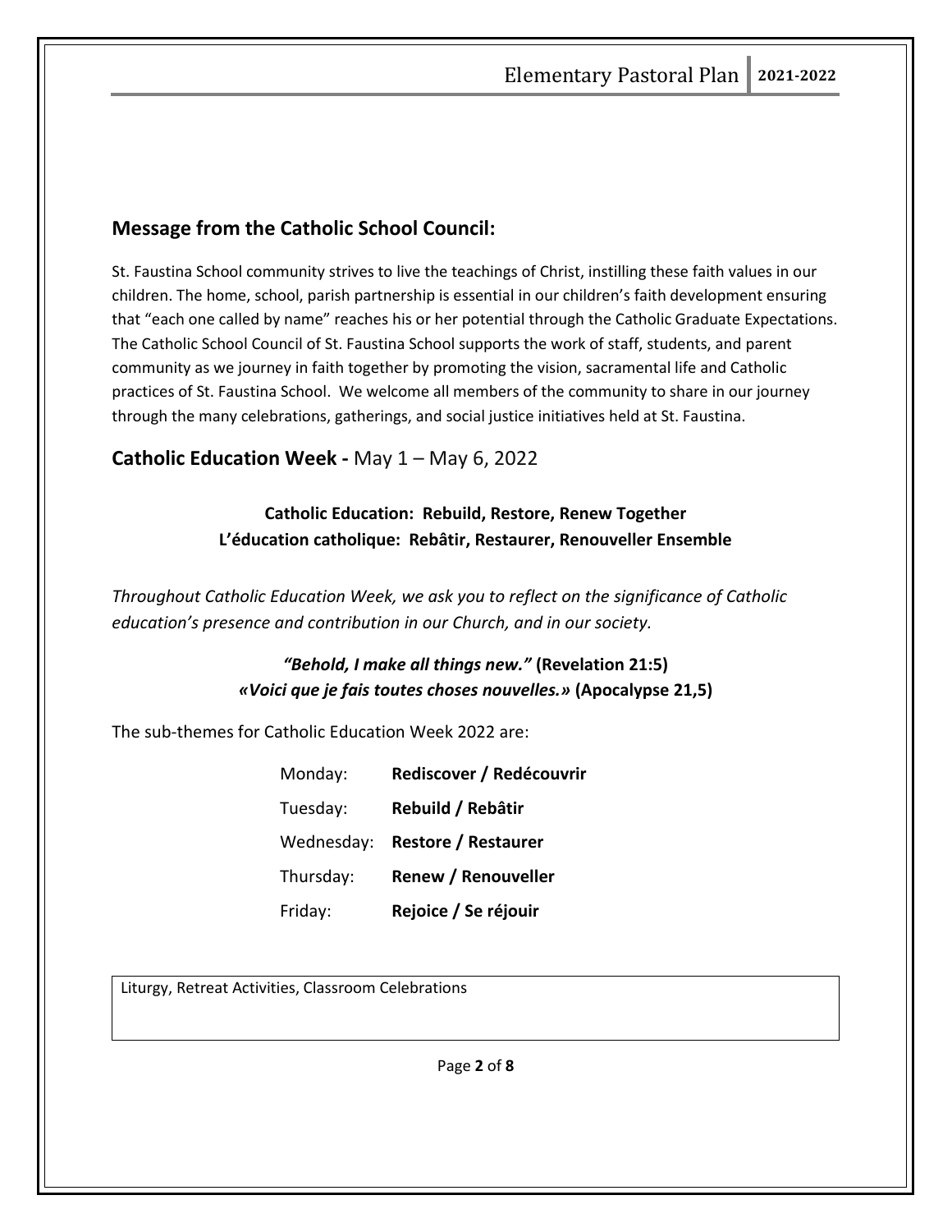## Message from the Catholic School Council:

St. Faustina School community strives to live the teachings of Christ, instilling these faith values in our children. The home, school, parish partnership is essential in our children's faith development ensuring that "each one called by name" reaches his or her potential through the Catholic Graduate Expectations. The Catholic School Council of St. Faustina School supports the work of staff, students, and parent community as we journey in faith together by promoting the vision, sacramental life and Catholic practices of St. Faustina School. We welcome all members of the community to share in our journey through the many celebrations, gatherings, and social justice initiatives held at St. Faustina.

## Catholic Education Week - May 1 – May 6, 2022

**Catholic Education: Rebuild, Restore, Renew Together**
**L'éducation catholique: Rebâtir, Restaurer, Renouveller Ensemble**

*Throughout Catholic Education Week, we ask you to reflect on the significance of Catholic education's presence and contribution in our Church, and in our society.*

***"Behold, I make all things new."* (Revelation 21:5)**
***«Voici que je fais toutes choses nouvelles.»* (Apocalypse 21,5)**

The sub-themes for Catholic Education Week 2022 are:

| | |
|---|---|
| Monday: | **Rediscover / Redécouvrir** |
| Tuesday: | **Rebuild / Rebâtir** |
| Wednesday: | **Restore / Restaurer** |
| Thursday: | **Renew / Renouveller** |
| Friday: | **Rejoice / Se réjouir** |

Liturgy, Retreat Activities, Classroom Celebrations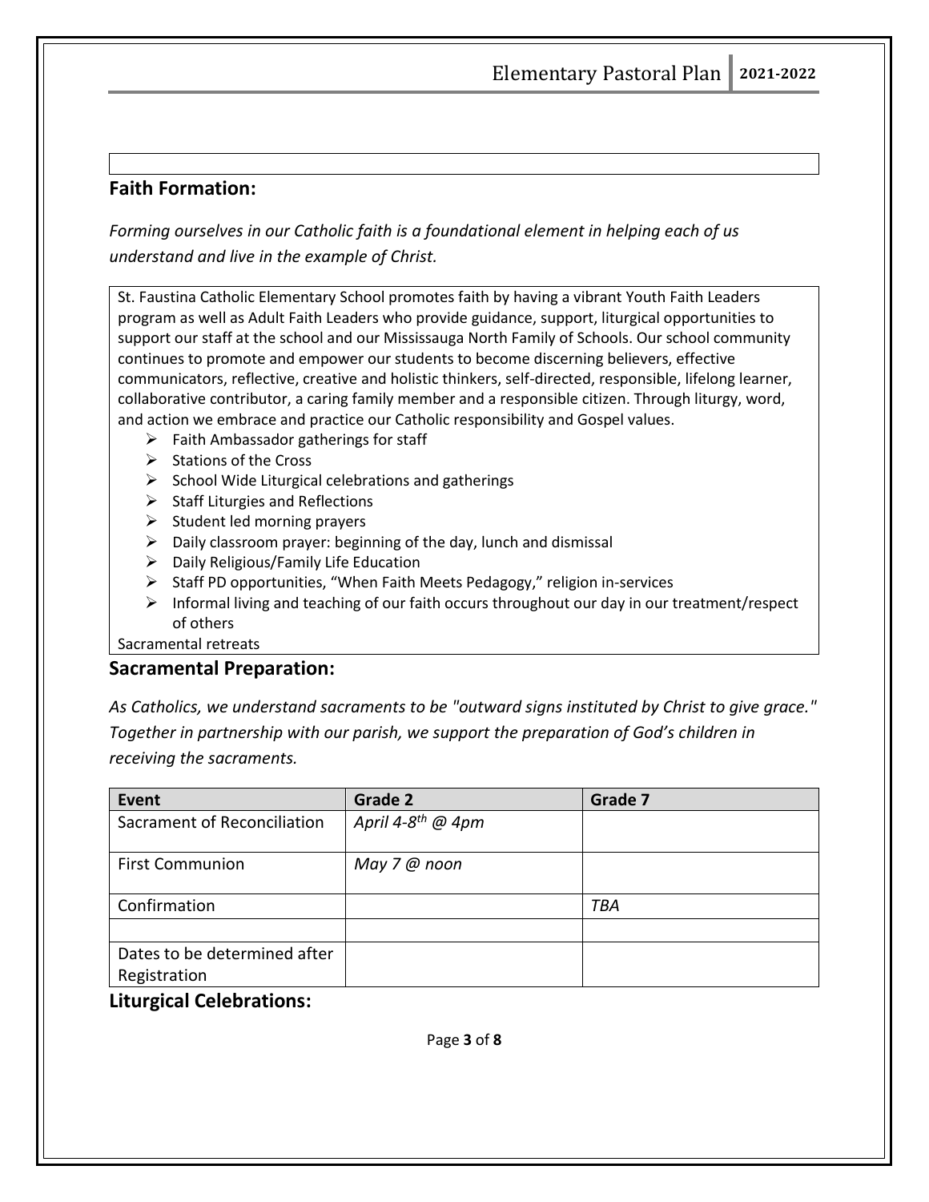## Faith Formation:

*Forming ourselves in our Catholic faith is a foundational element in helping each of us understand and live in the example of Christ.*

St. Faustina Catholic Elementary School promotes faith by having a vibrant Youth Faith Leaders program as well as Adult Faith Leaders who provide guidance, support, liturgical opportunities to support our staff at the school and our Mississauga North Family of Schools. Our school community continues to promote and empower our students to become discerning believers, effective communicators, reflective, creative and holistic thinkers, self-directed, responsible, lifelong learner, collaborative contributor, a caring family member and a responsible citizen. Through liturgy, word, and action we embrace and practice our Catholic responsibility and Gospel values.

- Faith Ambassador gatherings for staff
- Stations of the Cross
- School Wide Liturgical celebrations and gatherings
- Staff Liturgies and Reflections
- Student led morning prayers
- Daily classroom prayer: beginning of the day, lunch and dismissal
- Daily Religious/Family Life Education
- Staff PD opportunities, "When Faith Meets Pedagogy," religion in-services
- Informal living and teaching of our faith occurs throughout our day in our treatment/respect of others

Sacramental retreats

## Sacramental Preparation:

*As Catholics, we understand sacraments to be "outward signs instituted by Christ to give grace." Together in partnership with our parish, we support the preparation of God's children in receiving the sacraments.*

| Event | Grade 2 | Grade 7 |
|---|---|---|
| Sacrament of Reconciliation | *April 4-8th @ 4pm* | |
| First Communion | *May 7 @ noon* | |
| Confirmation | | *TBA* |
| | | |
| Dates to be determined after Registration | | |

## Liturgical Celebrations: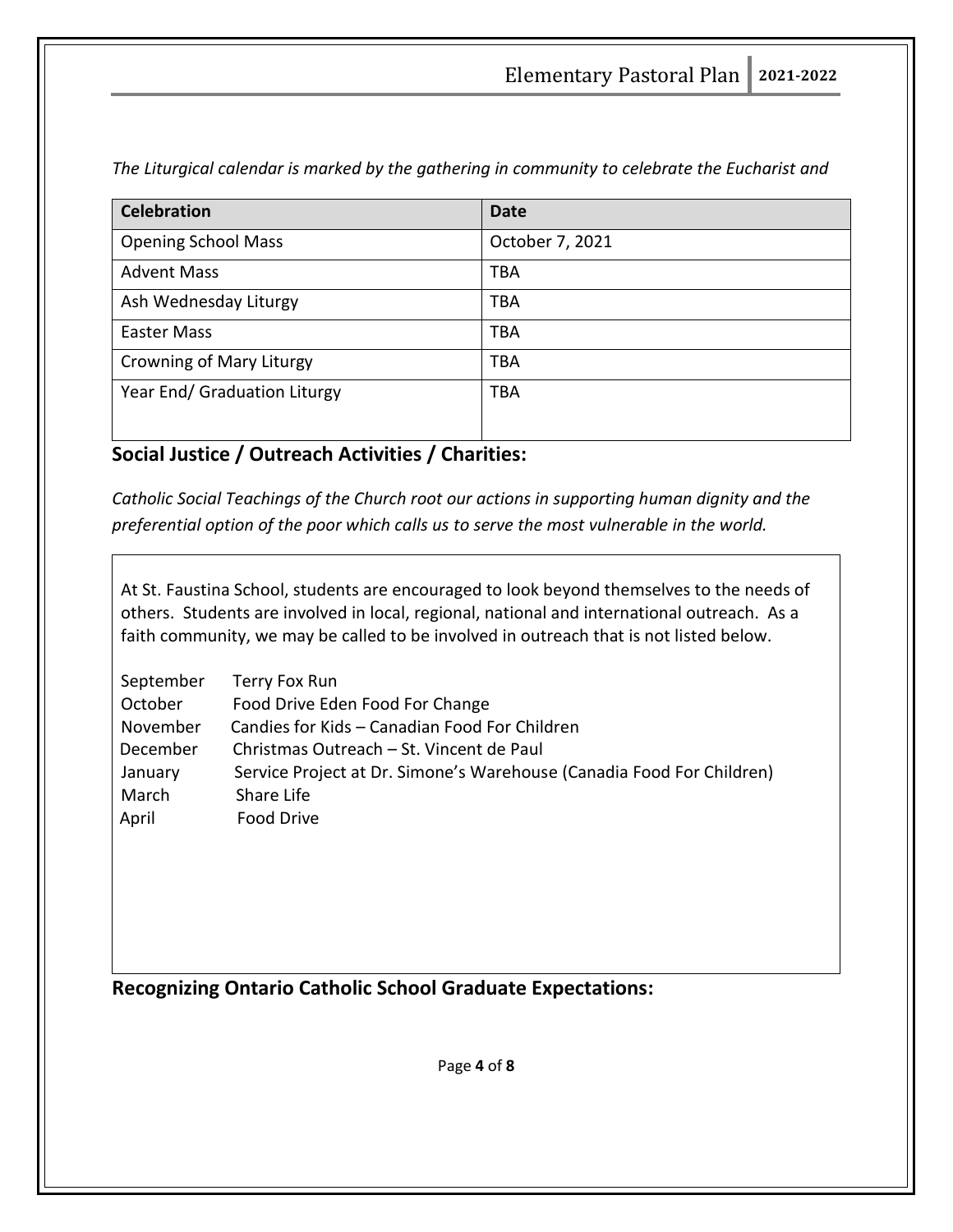*The Liturgical calendar is marked by the gathering in community to celebrate the Eucharist and*

| Celebration | Date |
|---|---|
| Opening School Mass | October 7, 2021 |
| Advent Mass | TBA |
| Ash Wednesday Liturgy | TBA |
| Easter Mass | TBA |
| Crowning of Mary Liturgy | TBA |
| Year End/ Graduation Liturgy | TBA |

## Social Justice / Outreach Activities / Charities:

*Catholic Social Teachings of the Church root our actions in supporting human dignity and the preferential option of the poor which calls us to serve the most vulnerable in the world.*

At St. Faustina School, students are encouraged to look beyond themselves to the needs of others. Students are involved in local, regional, national and international outreach. As a faith community, we may be called to be involved in outreach that is not listed below.

| | |
|---|---|
| September | Terry Fox Run |
| October | Food Drive Eden Food For Change |
| November | Candies for Kids – Canadian Food For Children |
| December | Christmas Outreach – St. Vincent de Paul |
| January | Service Project at Dr. Simone's Warehouse (Canadia Food For Children) |
| March | Share Life |
| April | Food Drive |

## Recognizing Ontario Catholic School Graduate Expectations: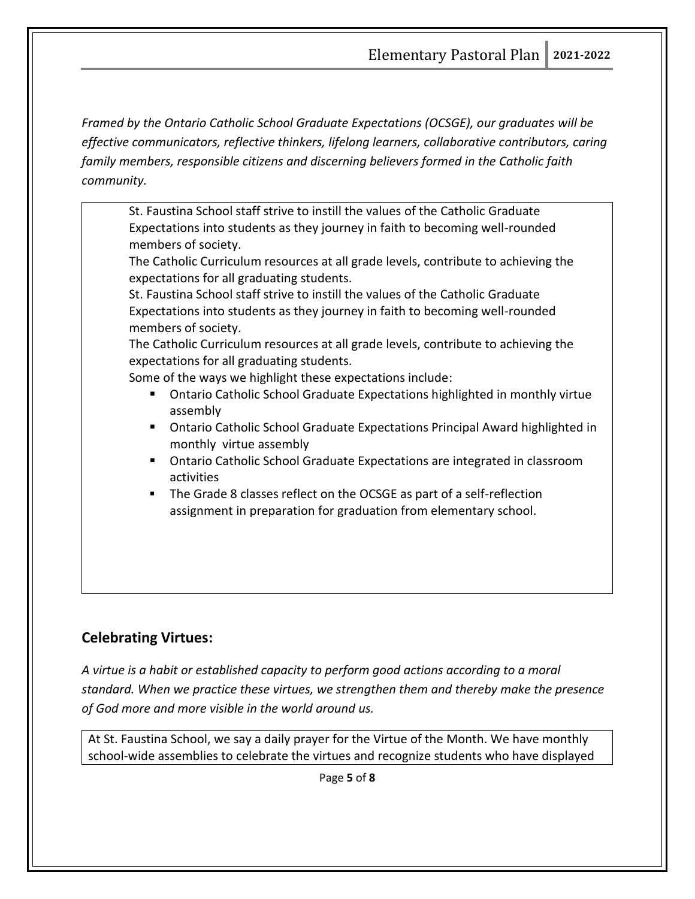*Framed by the Ontario Catholic School Graduate Expectations (OCSGE), our graduates will be effective communicators, reflective thinkers, lifelong learners, collaborative contributors, caring family members, responsible citizens and discerning believers formed in the Catholic faith community.*

St. Faustina School staff strive to instill the values of the Catholic Graduate Expectations into students as they journey in faith to becoming well-rounded members of society.

The Catholic Curriculum resources at all grade levels, contribute to achieving the expectations for all graduating students.

St. Faustina School staff strive to instill the values of the Catholic Graduate Expectations into students as they journey in faith to becoming well-rounded members of society.

The Catholic Curriculum resources at all grade levels, contribute to achieving the expectations for all graduating students.

Some of the ways we highlight these expectations include:

- Ontario Catholic School Graduate Expectations highlighted in monthly virtue assembly
- Ontario Catholic School Graduate Expectations Principal Award highlighted in monthly virtue assembly
- Ontario Catholic School Graduate Expectations are integrated in classroom activities
- The Grade 8 classes reflect on the OCSGE as part of a self-reflection assignment in preparation for graduation from elementary school.

## Celebrating Virtues:

*A virtue is a habit or established capacity to perform good actions according to a moral standard. When we practice these virtues, we strengthen them and thereby make the presence of God more and more visible in the world around us.*

At St. Faustina School, we say a daily prayer for the Virtue of the Month. We have monthly school-wide assemblies to celebrate the virtues and recognize students who have displayed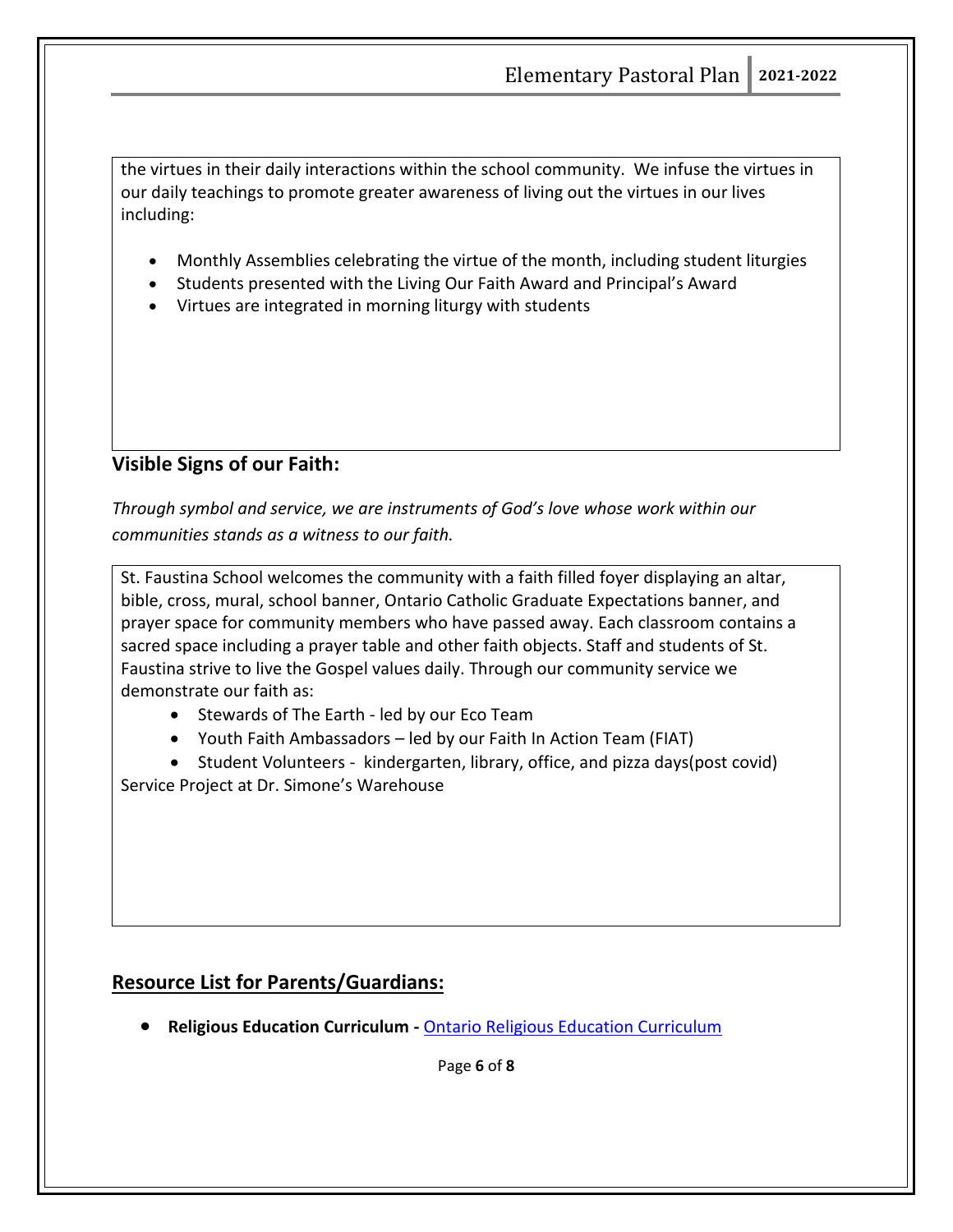the virtues in their daily interactions within the school community. We infuse the virtues in our daily teachings to promote greater awareness of living out the virtues in our lives including:

- Monthly Assemblies celebrating the virtue of the month, including student liturgies
- Students presented with the Living Our Faith Award and Principal's Award
- Virtues are integrated in morning liturgy with students

## Visible Signs of our Faith:

*Through symbol and service, we are instruments of God's love whose work within our communities stands as a witness to our faith.*

St. Faustina School welcomes the community with a faith filled foyer displaying an altar, bible, cross, mural, school banner, Ontario Catholic Graduate Expectations banner, and prayer space for community members who have passed away. Each classroom contains a sacred space including a prayer table and other faith objects. Staff and students of St. Faustina strive to live the Gospel values daily. Through our community service we demonstrate our faith as:

- Stewards of The Earth - led by our Eco Team
- Youth Faith Ambassadors – led by our Faith In Action Team (FIAT)
- Student Volunteers - kindergarten, library, office, and pizza days(post covid)

Service Project at Dr. Simone's Warehouse

## Resource List for Parents/Guardians:

- **Religious Education Curriculum -** [Ontario Religious Education Curriculum]()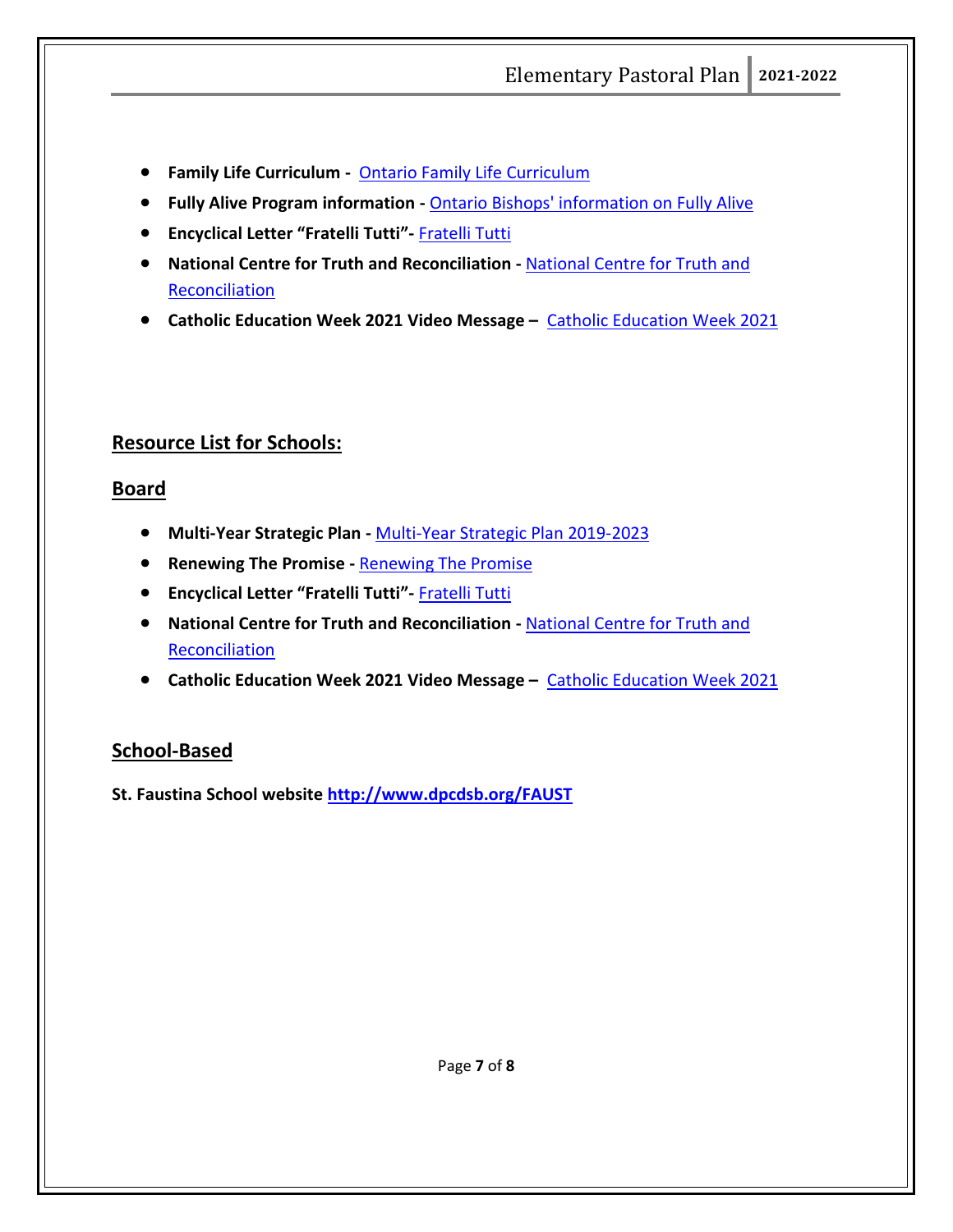- **Family Life Curriculum -** Ontario Family Life Curriculum
- **Fully Alive Program information -** Ontario Bishops' information on Fully Alive
- **Encyclical Letter "Fratelli Tutti"-** Fratelli Tutti
- **National Centre for Truth and Reconciliation -** National Centre for Truth and Reconciliation
- **Catholic Education Week 2021 Video Message –** Catholic Education Week 2021

## Resource List for Schools:

## Board

- **Multi-Year Strategic Plan -** Multi-Year Strategic Plan 2019-2023
- **Renewing The Promise -** Renewing The Promise
- **Encyclical Letter "Fratelli Tutti"-** Fratelli Tutti
- **National Centre for Truth and Reconciliation -** National Centre for Truth and Reconciliation
- **Catholic Education Week 2021 Video Message –** Catholic Education Week 2021

## School-Based

**St. Faustina School website http://www.dpcdsb.org/FAUST**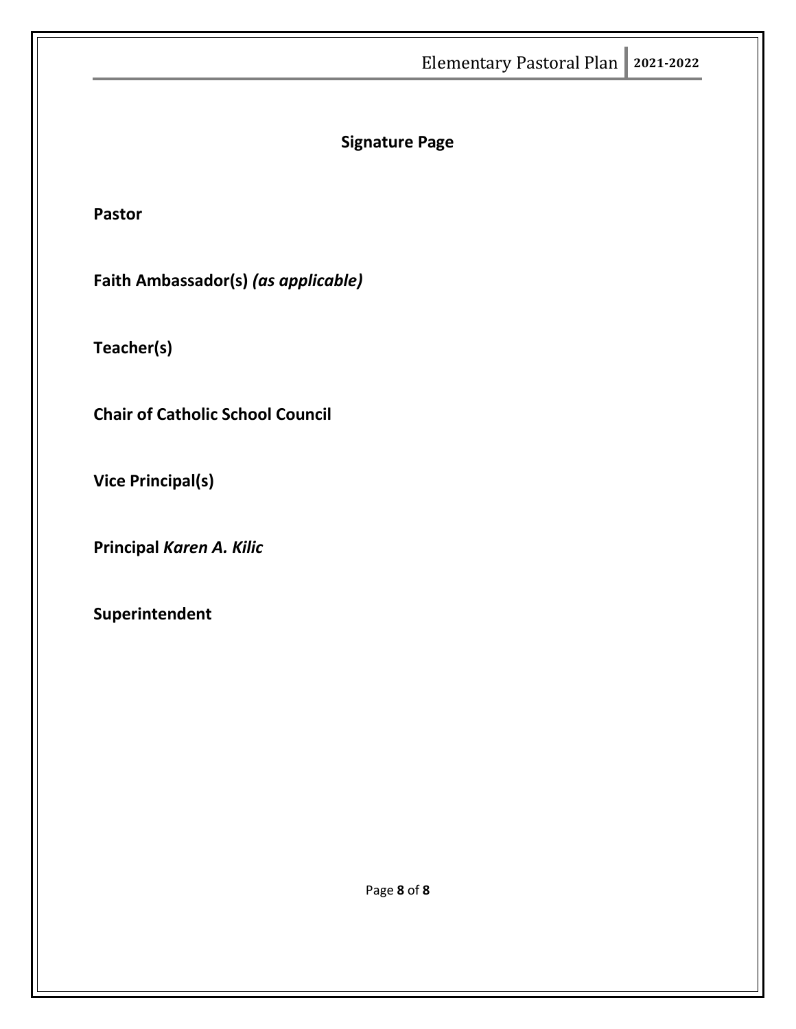## Signature Page

**Pastor**

**Faith Ambassador(s)** ***(as applicable)***

**Teacher(s)**

**Chair of Catholic School Council**

**Vice Principal(s)**

**Principal** ***Karen A. Kilic***

**Superintendent**